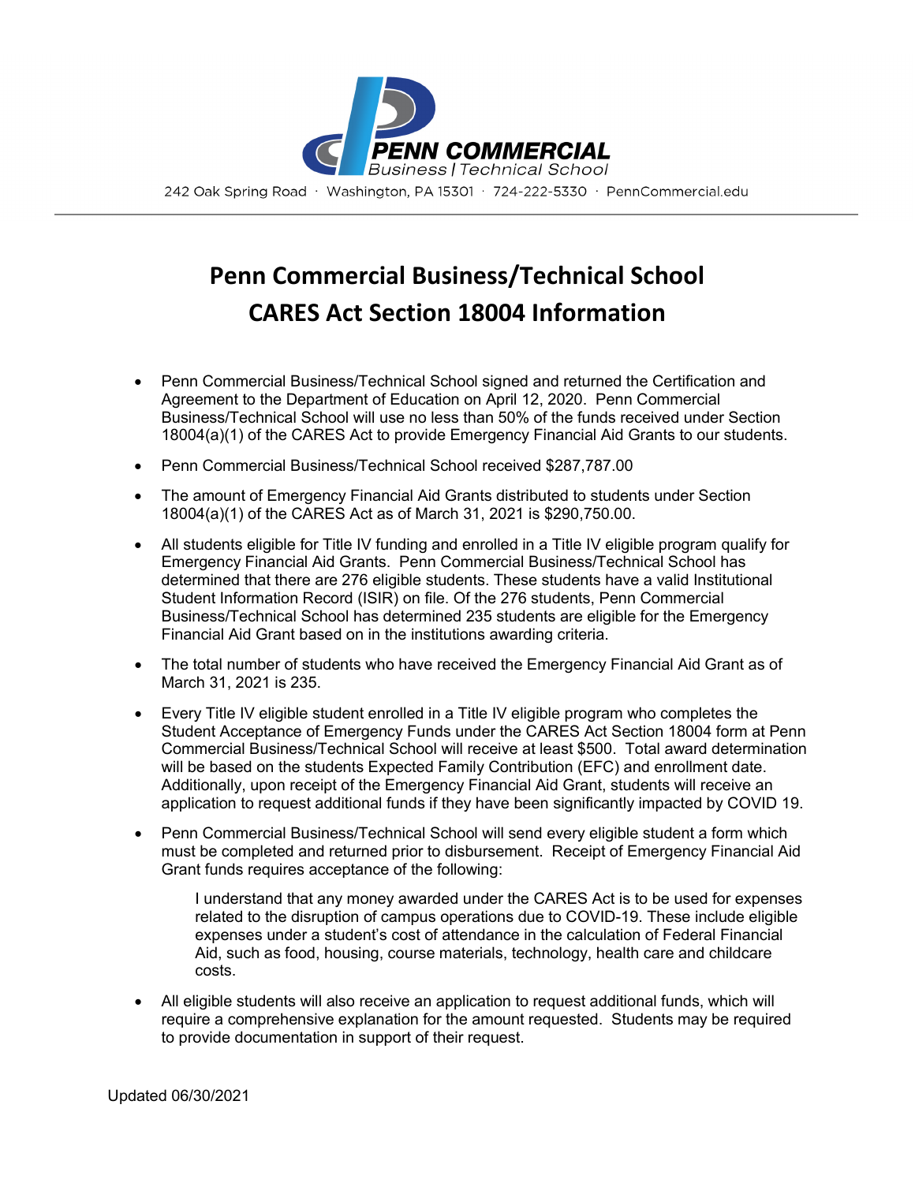PENN COMMERCIAL
Business | Technical School

242 Oak Spring Road · Washington, PA 15301 · 724-222-5330 · PennCommercial.edu

# Penn Commercial Business/Technical School
# CARES Act Section 18004 Information

- Penn Commercial Business/Technical School signed and returned the Certification and Agreement to the Department of Education on April 12, 2020. Penn Commercial Business/Technical School will use no less than 50% of the funds received under Section 18004(a)(1) of the CARES Act to provide Emergency Financial Aid Grants to our students.
- Penn Commercial Business/Technical School received $287,787.00
- The amount of Emergency Financial Aid Grants distributed to students under Section 18004(a)(1) of the CARES Act as of March 31, 2021 is $290,750.00.
- All students eligible for Title IV funding and enrolled in a Title IV eligible program qualify for Emergency Financial Aid Grants. Penn Commercial Business/Technical School has determined that there are 276 eligible students. These students have a valid Institutional Student Information Record (ISIR) on file. Of the 276 students, Penn Commercial Business/Technical School has determined 235 students are eligible for the Emergency Financial Aid Grant based on in the institutions awarding criteria.
- The total number of students who have received the Emergency Financial Aid Grant as of March 31, 2021 is 235.
- Every Title IV eligible student enrolled in a Title IV eligible program who completes the Student Acceptance of Emergency Funds under the CARES Act Section 18004 form at Penn Commercial Business/Technical School will receive at least $500. Total award determination will be based on the students Expected Family Contribution (EFC) and enrollment date. Additionally, upon receipt of the Emergency Financial Aid Grant, students will receive an application to request additional funds if they have been significantly impacted by COVID 19.
- Penn Commercial Business/Technical School will send every eligible student a form which must be completed and returned prior to disbursement. Receipt of Emergency Financial Aid Grant funds requires acceptance of the following:

  > I understand that any money awarded under the CARES Act is to be used for expenses related to the disruption of campus operations due to COVID-19. These include eligible expenses under a student's cost of attendance in the calculation of Federal Financial Aid, such as food, housing, course materials, technology, health care and childcare costs.

- All eligible students will also receive an application to request additional funds, which will require a comprehensive explanation for the amount requested. Students may be required to provide documentation in support of their request.

Updated 06/30/2021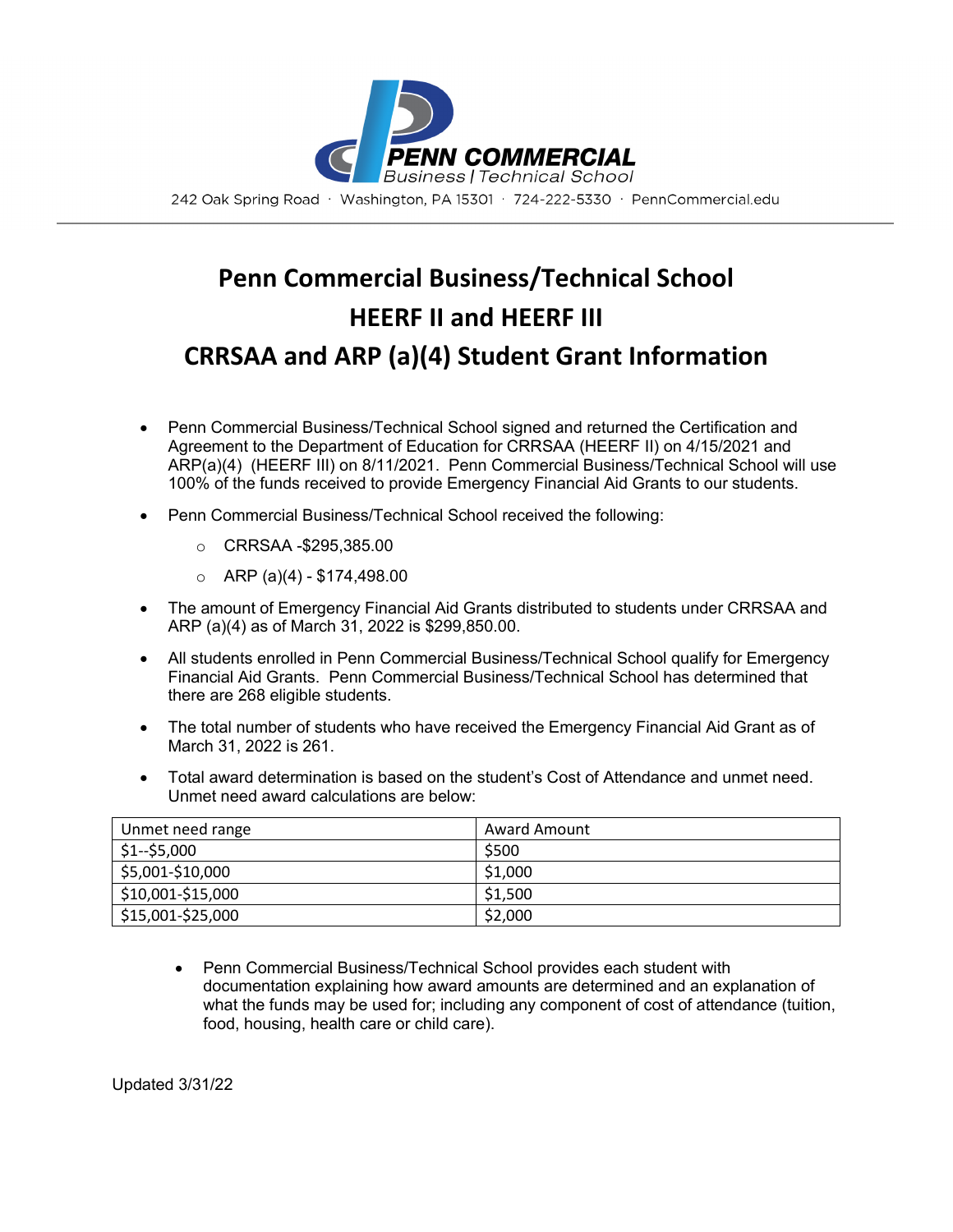PENN COMMERCIAL
Business | Technical School

242 Oak Spring Road · Washington, PA 15301 · 724-222-5330 · PennCommercial.edu

# Penn Commercial Business/Technical School
# HEERF II and HEERF III
# CRRSAA and ARP (a)(4) Student Grant Information

- Penn Commercial Business/Technical School signed and returned the Certification and Agreement to the Department of Education for CRRSAA (HEERF II) on 4/15/2021 and ARP(a)(4) (HEERF III) on 8/11/2021. Penn Commercial Business/Technical School will use 100% of the funds received to provide Emergency Financial Aid Grants to our students.
- Penn Commercial Business/Technical School received the following:
  - CRRSAA -$295,385.00
  - ARP (a)(4) - $174,498.00
- The amount of Emergency Financial Aid Grants distributed to students under CRRSAA and ARP (a)(4) as of March 31, 2022 is $299,850.00.
- All students enrolled in Penn Commercial Business/Technical School qualify for Emergency Financial Aid Grants. Penn Commercial Business/Technical School has determined that there are 268 eligible students.
- The total number of students who have received the Emergency Financial Aid Grant as of March 31, 2022 is 261.
- Total award determination is based on the student's Cost of Attendance and unmet need. Unmet need award calculations are below:

| Unmet need range | Award Amount |
|---|---|
| $1--$5,000 | $500 |
| $5,001-$10,000 | $1,000 |
| $10,001-$15,000 | $1,500 |
| $15,001-$25,000 | $2,000 |

- Penn Commercial Business/Technical School provides each student with documentation explaining how award amounts are determined and an explanation of what the funds may be used for; including any component of cost of attendance (tuition, food, housing, health care or child care).

Updated 3/31/22